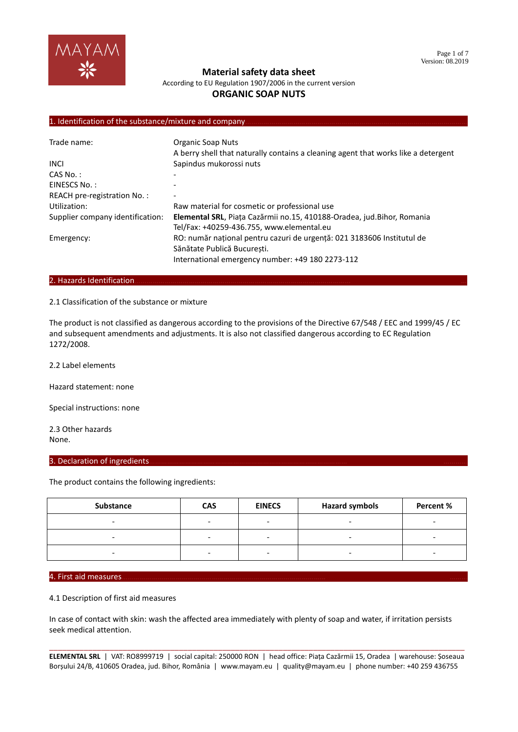# Material safety data sheet

According to EU Regulation 1907/2006 in the current version

## ORGANIC SOAP NUTS

## 1. Identification of the substance/mixture and company

| | |
|---|---|
| Trade name: | Organic Soap Nuts<br>A berry shell that naturally contains a cleaning agent that works like a detergent |
| INCI | Sapindus mukorossi nuts |
| CAS No. : | - |
| EINESCS No. : | - |
| REACH pre-registration No. : | - |
| Utilization: | Raw material for cosmetic or professional use |
| Supplier company identification: | **Elemental SRL**, Piața Cazărmii no.15, 410188-Oradea, jud.Bihor, Romania<br>Tel/Fax: +40259-436.755, www.elemental.eu |
| Emergency: | RO: număr național pentru cazuri de urgență: 021 3183606 Institutul de Sănătate Publică București.<br>International emergency number: +49 180 2273-112 |

## 2. Hazards Identification

2.1 Classification of the substance or mixture

The product is not classified as dangerous according to the provisions of the Directive 67/548 / EEC and 1999/45 / EC and subsequent amendments and adjustments. It is also not classified dangerous according to EC Regulation 1272/2008.

2.2 Label elements

Hazard statement: none

Special instructions: none

2.3 Other hazards
None.

## 3. Declaration of ingredients

The product contains the following ingredients:

| Substance | CAS | EINECS | Hazard symbols | Percent % |
|---|---|---|---|---|
| - | - | - | - | - |
| - | - | - | - | - |
| - | - | - | - | - |

## 4. First aid measures

4.1 Description of first aid measures

In case of contact with skin: wash the affected area immediately with plenty of soap and water, if irritation persists seek medical attention.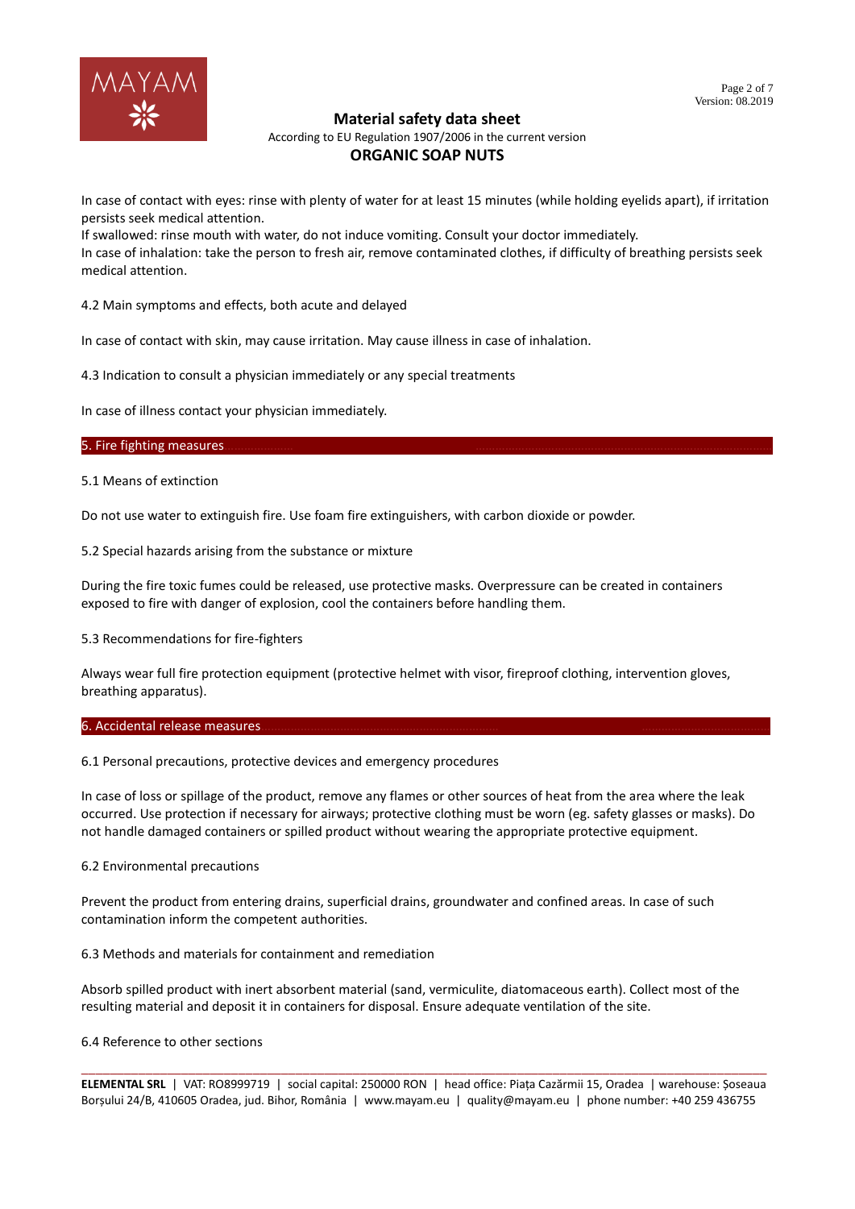In case of contact with eyes: rinse with plenty of water for at least 15 minutes (while holding eyelids apart), if irritation persists seek medical attention.
If swallowed: rinse mouth with water, do not induce vomiting. Consult your doctor immediately.
In case of inhalation: take the person to fresh air, remove contaminated clothes, if difficulty of breathing persists seek medical attention.

4.2 Main symptoms and effects, both acute and delayed

In case of contact with skin, may cause irritation. May cause illness in case of inhalation.

4.3 Indication to consult a physician immediately or any special treatments

In case of illness contact your physician immediately.

## 5. Fire fighting measures

5.1 Means of extinction

Do not use water to extinguish fire. Use foam fire extinguishers, with carbon dioxide or powder.

5.2 Special hazards arising from the substance or mixture

During the fire toxic fumes could be released, use protective masks. Overpressure can be created in containers exposed to fire with danger of explosion, cool the containers before handling them.

5.3 Recommendations for fire-fighters

Always wear full fire protection equipment (protective helmet with visor, fireproof clothing, intervention gloves, breathing apparatus).

## 6. Accidental release measures

6.1 Personal precautions, protective devices and emergency procedures

In case of loss or spillage of the product, remove any flames or other sources of heat from the area where the leak occurred. Use protection if necessary for airways; protective clothing must be worn (eg. safety glasses or masks). Do not handle damaged containers or spilled product without wearing the appropriate protective equipment.

6.2 Environmental precautions

Prevent the product from entering drains, superficial drains, groundwater and confined areas. In case of such contamination inform the competent authorities.

6.3 Methods and materials for containment and remediation

Absorb spilled product with inert absorbent material (sand, vermiculite, diatomaceous earth). Collect most of the resulting material and deposit it in containers for disposal. Ensure adequate ventilation of the site.

6.4 Reference to other sections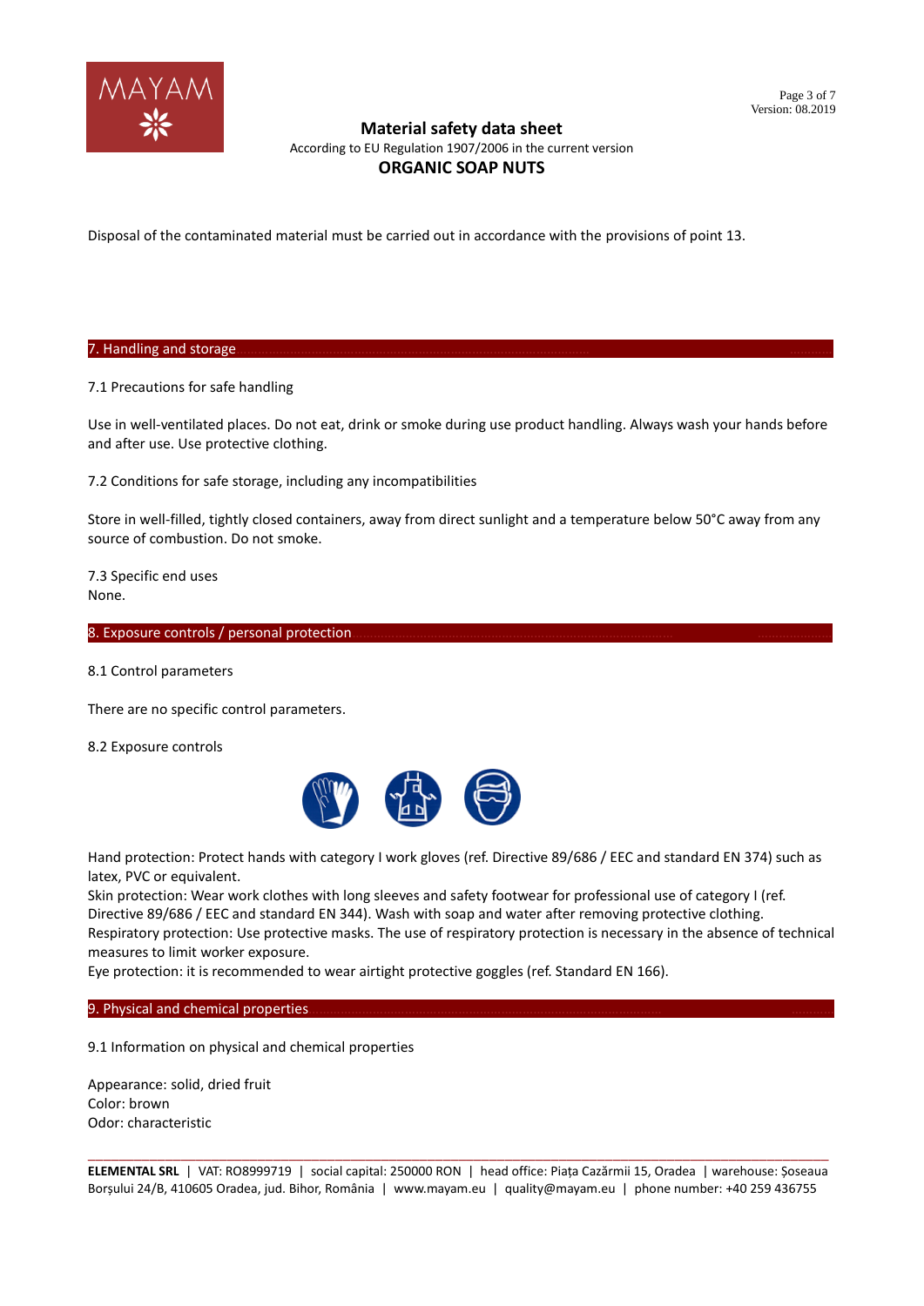Disposal of the contaminated material must be carried out in accordance with the provisions of point 13.

## 7. Handling and storage

7.1 Precautions for safe handling

Use in well-ventilated places. Do not eat, drink or smoke during use product handling. Always wash your hands before and after use. Use protective clothing.

7.2 Conditions for safe storage, including any incompatibilities

Store in well-filled, tightly closed containers, away from direct sunlight and a temperature below 50°C away from any source of combustion. Do not smoke.

7.3 Specific end uses
None.

## 8. Exposure controls / personal protection

8.1 Control parameters

There are no specific control parameters.

8.2 Exposure controls

Hand protection: Protect hands with category I work gloves (ref. Directive 89/686 / EEC and standard EN 374) such as latex, PVC or equivalent.
Skin protection: Wear work clothes with long sleeves and safety footwear for professional use of category I (ref. Directive 89/686 / EEC and standard EN 344). Wash with soap and water after removing protective clothing.
Respiratory protection: Use protective masks. The use of respiratory protection is necessary in the absence of technical measures to limit worker exposure.
Eye protection: it is recommended to wear airtight protective goggles (ref. Standard EN 166).

## 9. Physical and chemical properties

9.1 Information on physical and chemical properties

Appearance: solid, dried fruit
Color: brown
Odor: characteristic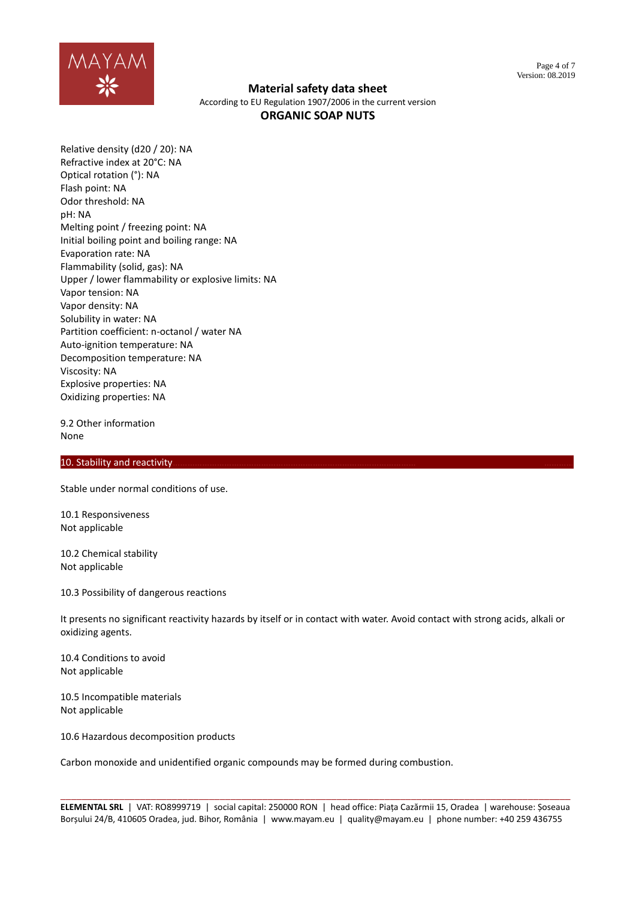Relative density (d20 / 20): NA
Refractive index at 20°C: NA
Optical rotation (°): NA
Flash point: NA
Odor threshold: NA
pH: NA
Melting point / freezing point: NA
Initial boiling point and boiling range: NA
Evaporation rate: NA
Flammability (solid, gas): NA
Upper / lower flammability or explosive limits: NA
Vapor tension: NA
Vapor density: NA
Solubility in water: NA
Partition coefficient: n-octanol / water NA
Auto-ignition temperature: NA
Decomposition temperature: NA
Viscosity: NA
Explosive properties: NA
Oxidizing properties: NA

9.2 Other information
None

## 10. Stability and reactivity

Stable under normal conditions of use.

10.1 Responsiveness
Not applicable

10.2 Chemical stability
Not applicable

10.3 Possibility of dangerous reactions

It presents no significant reactivity hazards by itself or in contact with water. Avoid contact with strong acids, alkali or oxidizing agents.

10.4 Conditions to avoid
Not applicable

10.5 Incompatible materials
Not applicable

10.6 Hazardous decomposition products

Carbon monoxide and unidentified organic compounds may be formed during combustion.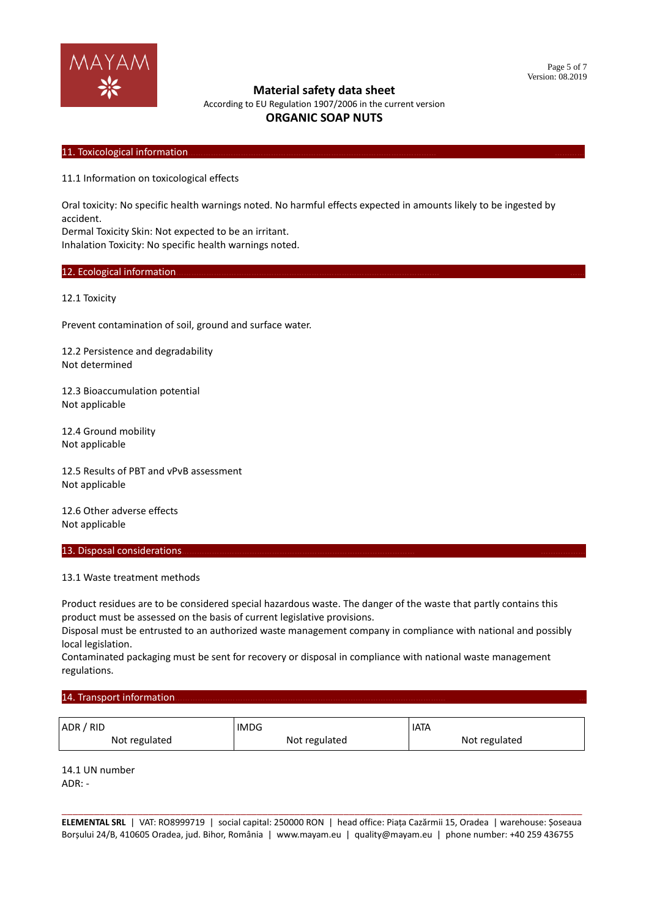## 11. Toxicological information

11.1 Information on toxicological effects

Oral toxicity: No specific health warnings noted. No harmful effects expected in amounts likely to be ingested by accident.
Dermal Toxicity Skin: Not expected to be an irritant.
Inhalation Toxicity: No specific health warnings noted.

## 12. Ecological information

12.1 Toxicity

Prevent contamination of soil, ground and surface water.

12.2 Persistence and degradability
Not determined

12.3 Bioaccumulation potential
Not applicable

12.4 Ground mobility
Not applicable

12.5 Results of PBT and vPvB assessment
Not applicable

12.6 Other adverse effects
Not applicable

## 13. Disposal considerations

13.1 Waste treatment methods

Product residues are to be considered special hazardous waste. The danger of the waste that partly contains this product must be assessed on the basis of current legislative provisions.
Disposal must be entrusted to an authorized waste management company in compliance with national and possibly local legislation.
Contaminated packaging must be sent for recovery or disposal in compliance with national waste management regulations.

## 14. Transport information

| ADR / RID | IMDG | IATA |
|---|---|---|
| Not regulated | Not regulated | Not regulated |

14.1 UN number
ADR: -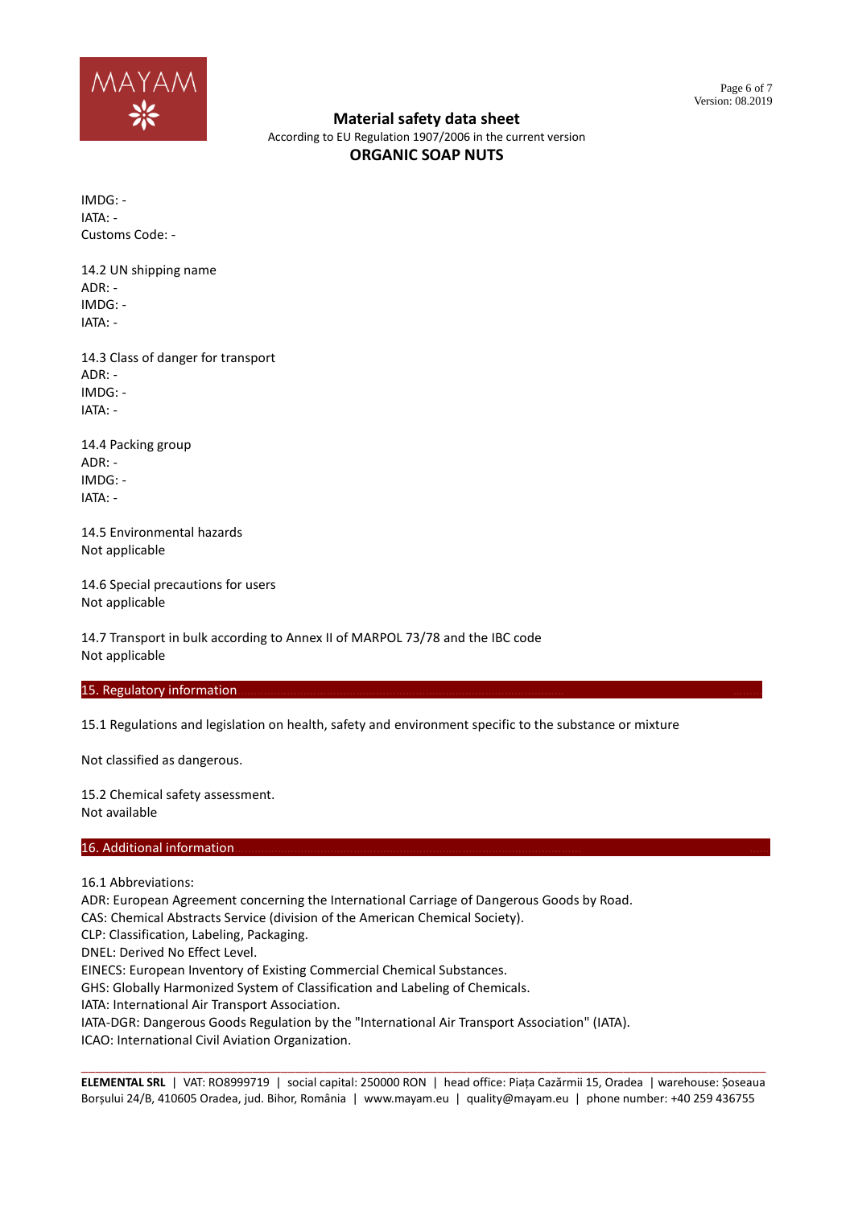IMDG: -
IATA: -
Customs Code: -

14.2 UN shipping name
ADR: -
IMDG: -
IATA: -

14.3 Class of danger for transport
ADR: -
IMDG: -
IATA: -

14.4 Packing group
ADR: -
IMDG: -
IATA: -

14.5 Environmental hazards
Not applicable

14.6 Special precautions for users
Not applicable

14.7 Transport in bulk according to Annex II of MARPOL 73/78 and the IBC code
Not applicable

## 15. Regulatory information

15.1 Regulations and legislation on health, safety and environment specific to the substance or mixture

Not classified as dangerous.

15.2 Chemical safety assessment.
Not available

## 16. Additional information

16.1 Abbreviations:
ADR: European Agreement concerning the International Carriage of Dangerous Goods by Road.
CAS: Chemical Abstracts Service (division of the American Chemical Society).
CLP: Classification, Labeling, Packaging.
DNEL: Derived No Effect Level.
EINECS: European Inventory of Existing Commercial Chemical Substances.
GHS: Globally Harmonized System of Classification and Labeling of Chemicals.
IATA: International Air Transport Association.
IATA-DGR: Dangerous Goods Regulation by the "International Air Transport Association" (IATA).
ICAO: International Civil Aviation Organization.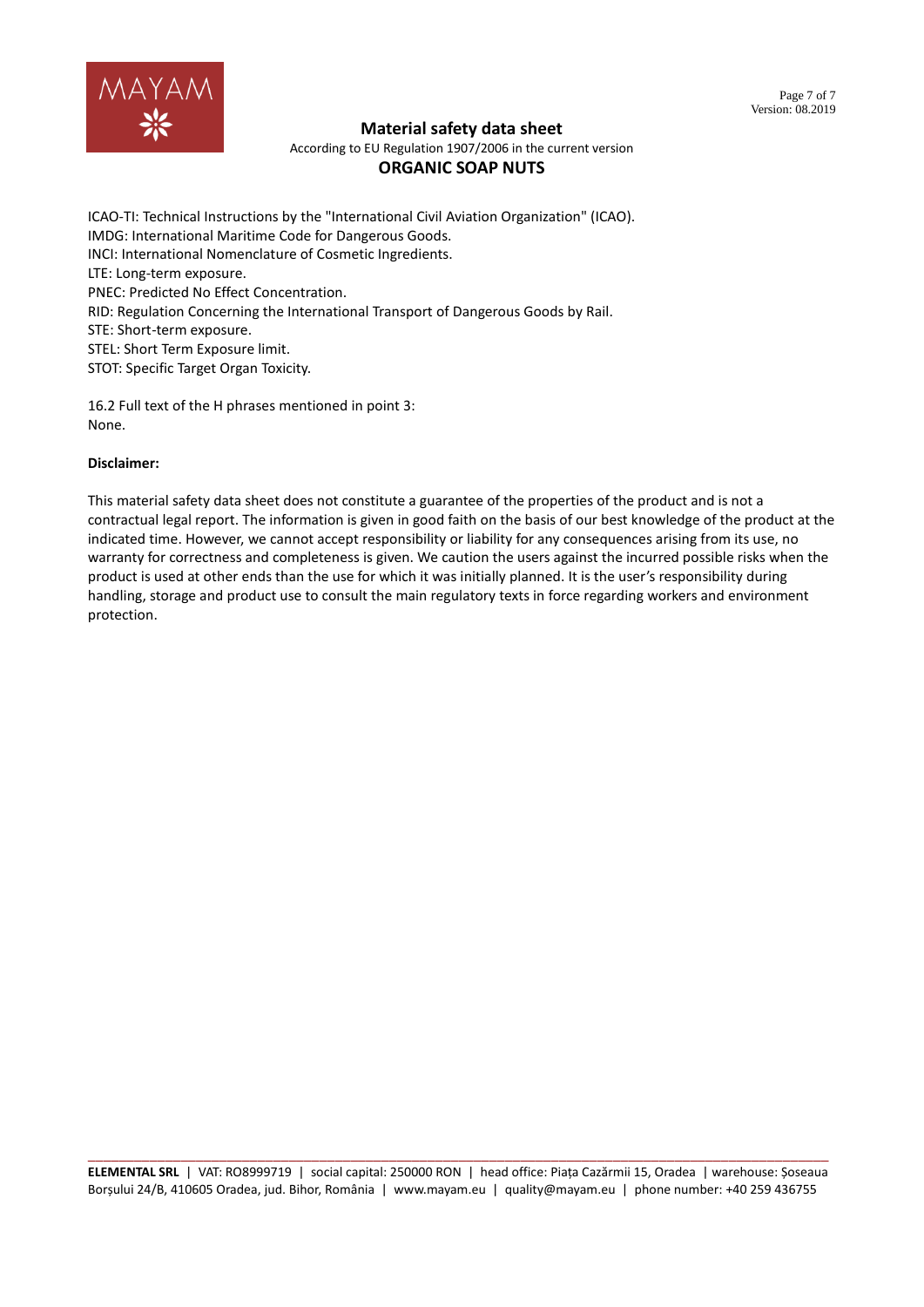ICAO-TI: Technical Instructions by the "International Civil Aviation Organization" (ICAO).
IMDG: International Maritime Code for Dangerous Goods.
INCI: International Nomenclature of Cosmetic Ingredients.
LTE: Long-term exposure.
PNEC: Predicted No Effect Concentration.
RID: Regulation Concerning the International Transport of Dangerous Goods by Rail.
STE: Short-term exposure.
STEL: Short Term Exposure limit.
STOT: Specific Target Organ Toxicity.

16.2 Full text of the H phrases mentioned in point 3:
None.

**Disclaimer:**

This material safety data sheet does not constitute a guarantee of the properties of the product and is not a contractual legal report. The information is given in good faith on the basis of our best knowledge of the product at the indicated time. However, we cannot accept responsibility or liability for any consequences arising from its use, no warranty for correctness and completeness is given. We caution the users against the incurred possible risks when the product is used at other ends than the use for which it was initially planned. It is the user's responsibility during handling, storage and product use to consult the main regulatory texts in force regarding workers and environment protection.